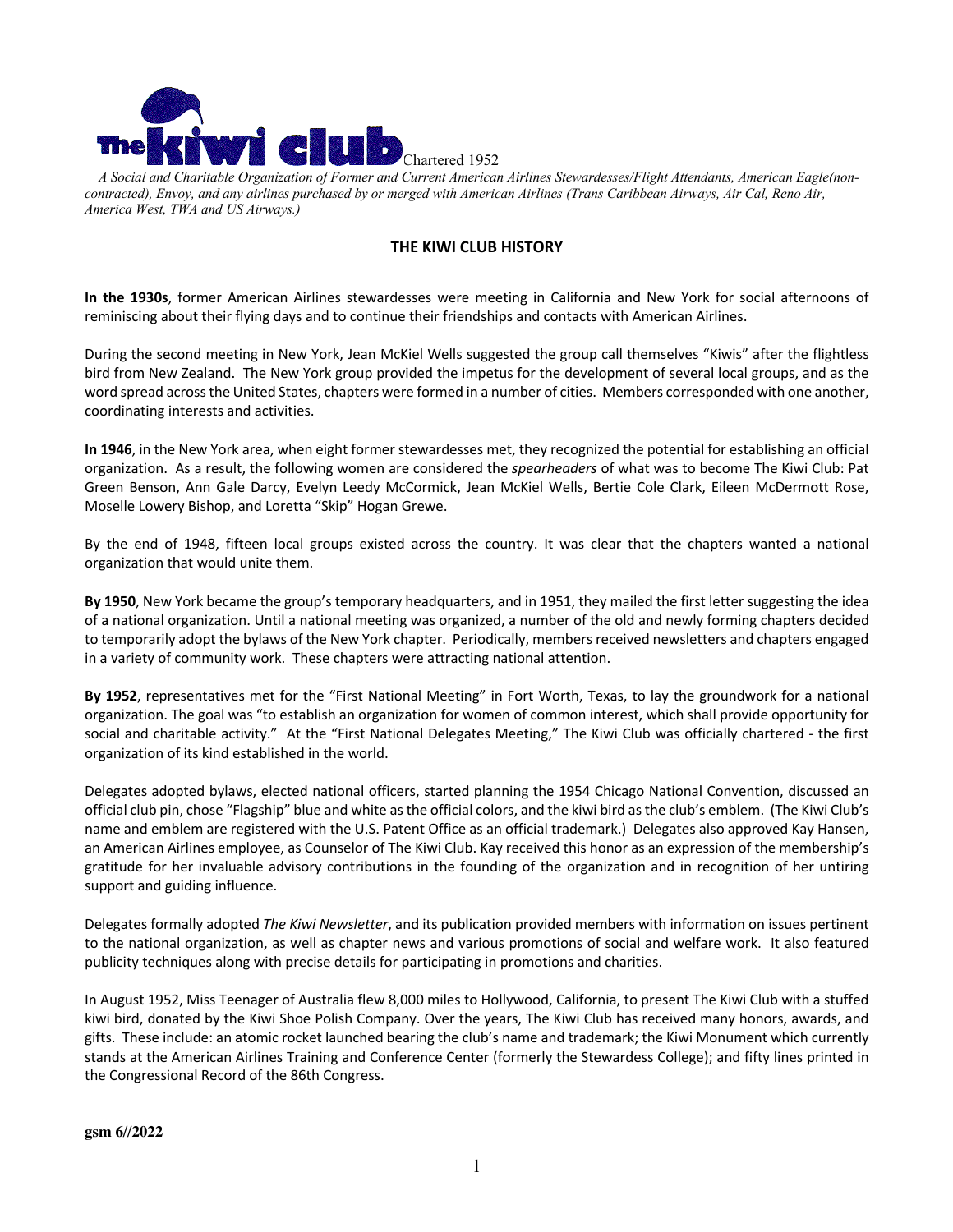The kiwi club Chartered 1952

*A Social and Charitable Organization of Former and Current American Airlines Stewardesses/Flight Attendants, American Eagle(non-contracted), Envoy, and any airlines purchased by or merged with American Airlines (Trans Caribbean Airways, Air Cal, Reno Air, America West, TWA and US Airways.)*

## THE KIWI CLUB HISTORY

**In the 1930s**, former American Airlines stewardesses were meeting in California and New York for social afternoons of reminiscing about their flying days and to continue their friendships and contacts with American Airlines.

During the second meeting in New York, Jean McKiel Wells suggested the group call themselves "Kiwis" after the flightless bird from New Zealand. The New York group provided the impetus for the development of several local groups, and as the word spread across the United States, chapters were formed in a number of cities. Members corresponded with one another, coordinating interests and activities.

**In 1946**, in the New York area, when eight former stewardesses met, they recognized the potential for establishing an official organization. As a result, the following women are considered the *spearheaders* of what was to become The Kiwi Club: Pat Green Benson, Ann Gale Darcy, Evelyn Leedy McCormick, Jean McKiel Wells, Bertie Cole Clark, Eileen McDermott Rose, Moselle Lowery Bishop, and Loretta "Skip" Hogan Grewe.

By the end of 1948, fifteen local groups existed across the country. It was clear that the chapters wanted a national organization that would unite them.

**By 1950**, New York became the group's temporary headquarters, and in 1951, they mailed the first letter suggesting the idea of a national organization. Until a national meeting was organized, a number of the old and newly forming chapters decided to temporarily adopt the bylaws of the New York chapter. Periodically, members received newsletters and chapters engaged in a variety of community work. These chapters were attracting national attention.

**By 1952**, representatives met for the "First National Meeting" in Fort Worth, Texas, to lay the groundwork for a national organization. The goal was "to establish an organization for women of common interest, which shall provide opportunity for social and charitable activity." At the "First National Delegates Meeting," The Kiwi Club was officially chartered - the first organization of its kind established in the world.

Delegates adopted bylaws, elected national officers, started planning the 1954 Chicago National Convention, discussed an official club pin, chose "Flagship" blue and white as the official colors, and the kiwi bird as the club's emblem. (The Kiwi Club's name and emblem are registered with the U.S. Patent Office as an official trademark.) Delegates also approved Kay Hansen, an American Airlines employee, as Counselor of The Kiwi Club. Kay received this honor as an expression of the membership's gratitude for her invaluable advisory contributions in the founding of the organization and in recognition of her untiring support and guiding influence.

Delegates formally adopted *The Kiwi Newsletter*, and its publication provided members with information on issues pertinent to the national organization, as well as chapter news and various promotions of social and welfare work. It also featured publicity techniques along with precise details for participating in promotions and charities.

In August 1952, Miss Teenager of Australia flew 8,000 miles to Hollywood, California, to present The Kiwi Club with a stuffed kiwi bird, donated by the Kiwi Shoe Polish Company. Over the years, The Kiwi Club has received many honors, awards, and gifts. These include: an atomic rocket launched bearing the club's name and trademark; the Kiwi Monument which currently stands at the American Airlines Training and Conference Center (formerly the Stewardess College); and fifty lines printed in the Congressional Record of the 86th Congress.

**gsm 6//2022**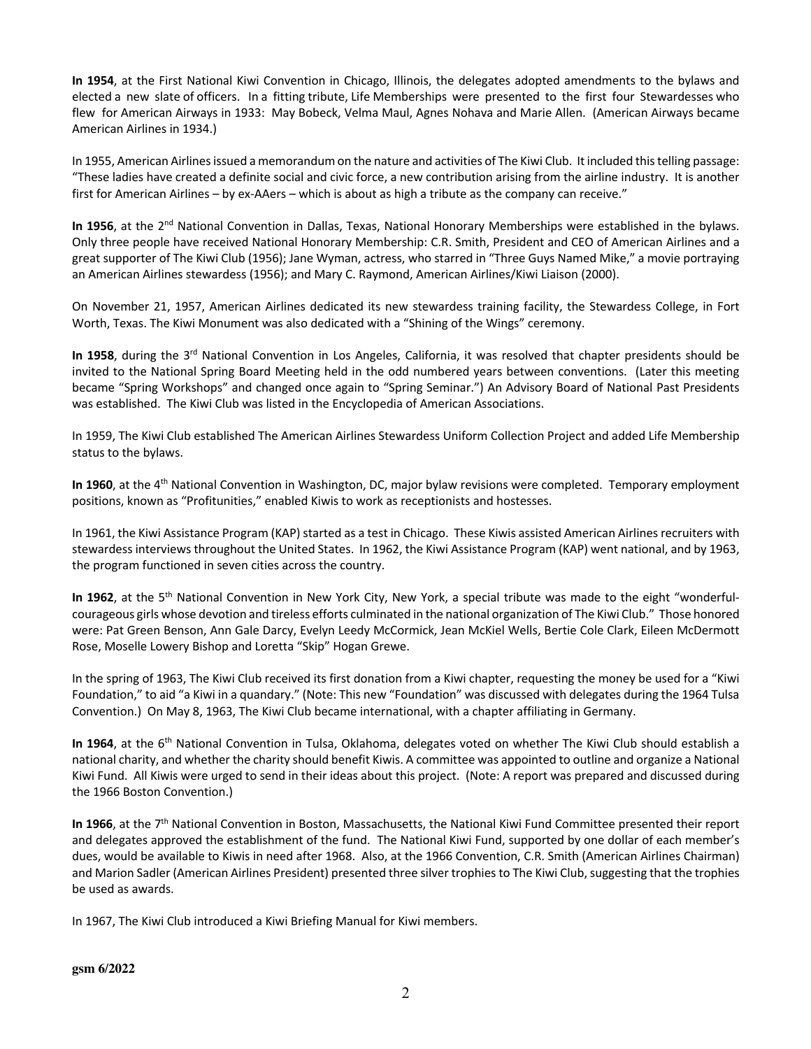**In 1954**, at the First National Kiwi Convention in Chicago, Illinois, the delegates adopted amendments to the bylaws and elected a new slate of officers. In a fitting tribute, Life Memberships were presented to the first four Stewardesses who flew for American Airways in 1933: May Bobeck, Velma Maul, Agnes Nohava and Marie Allen. (American Airways became American Airlines in 1934.)

In 1955, American Airlines issued a memorandum on the nature and activities of The Kiwi Club. It included this telling passage: "These ladies have created a definite social and civic force, a new contribution arising from the airline industry. It is another first for American Airlines – by ex-AAers – which is about as high a tribute as the company can receive."

**In 1956**, at the 2nd National Convention in Dallas, Texas, National Honorary Memberships were established in the bylaws. Only three people have received National Honorary Membership: C.R. Smith, President and CEO of American Airlines and a great supporter of The Kiwi Club (1956); Jane Wyman, actress, who starred in "Three Guys Named Mike," a movie portraying an American Airlines stewardess (1956); and Mary C. Raymond, American Airlines/Kiwi Liaison (2000).

On November 21, 1957, American Airlines dedicated its new stewardess training facility, the Stewardess College, in Fort Worth, Texas. The Kiwi Monument was also dedicated with a "Shining of the Wings" ceremony.

**In 1958**, during the 3rd National Convention in Los Angeles, California, it was resolved that chapter presidents should be invited to the National Spring Board Meeting held in the odd numbered years between conventions. (Later this meeting became "Spring Workshops" and changed once again to "Spring Seminar.") An Advisory Board of National Past Presidents was established. The Kiwi Club was listed in the Encyclopedia of American Associations.

In 1959, The Kiwi Club established The American Airlines Stewardess Uniform Collection Project and added Life Membership status to the bylaws.

**In 1960**, at the 4th National Convention in Washington, DC, major bylaw revisions were completed. Temporary employment positions, known as "Profitunities," enabled Kiwis to work as receptionists and hostesses.

In 1961, the Kiwi Assistance Program (KAP) started as a test in Chicago. These Kiwis assisted American Airlines recruiters with stewardess interviews throughout the United States. In 1962, the Kiwi Assistance Program (KAP) went national, and by 1963, the program functioned in seven cities across the country.

**In 1962**, at the 5th National Convention in New York City, New York, a special tribute was made to the eight "wonderful-courageous girls whose devotion and tireless efforts culminated in the national organization of The Kiwi Club." Those honored were: Pat Green Benson, Ann Gale Darcy, Evelyn Leedy McCormick, Jean McKiel Wells, Bertie Cole Clark, Eileen McDermott Rose, Moselle Lowery Bishop and Loretta "Skip" Hogan Grewe.

In the spring of 1963, The Kiwi Club received its first donation from a Kiwi chapter, requesting the money be used for a "Kiwi Foundation," to aid "a Kiwi in a quandary." (Note: This new "Foundation" was discussed with delegates during the 1964 Tulsa Convention.) On May 8, 1963, The Kiwi Club became international, with a chapter affiliating in Germany.

**In 1964**, at the 6th National Convention in Tulsa, Oklahoma, delegates voted on whether The Kiwi Club should establish a national charity, and whether the charity should benefit Kiwis. A committee was appointed to outline and organize a National Kiwi Fund. All Kiwis were urged to send in their ideas about this project. (Note: A report was prepared and discussed during the 1966 Boston Convention.)

**In 1966**, at the 7th National Convention in Boston, Massachusetts, the National Kiwi Fund Committee presented their report and delegates approved the establishment of the fund. The National Kiwi Fund, supported by one dollar of each member's dues, would be available to Kiwis in need after 1968. Also, at the 1966 Convention, C.R. Smith (American Airlines Chairman) and Marion Sadler (American Airlines President) presented three silver trophies to The Kiwi Club, suggesting that the trophies be used as awards.

In 1967, The Kiwi Club introduced a Kiwi Briefing Manual for Kiwi members.

**gsm 6/2022**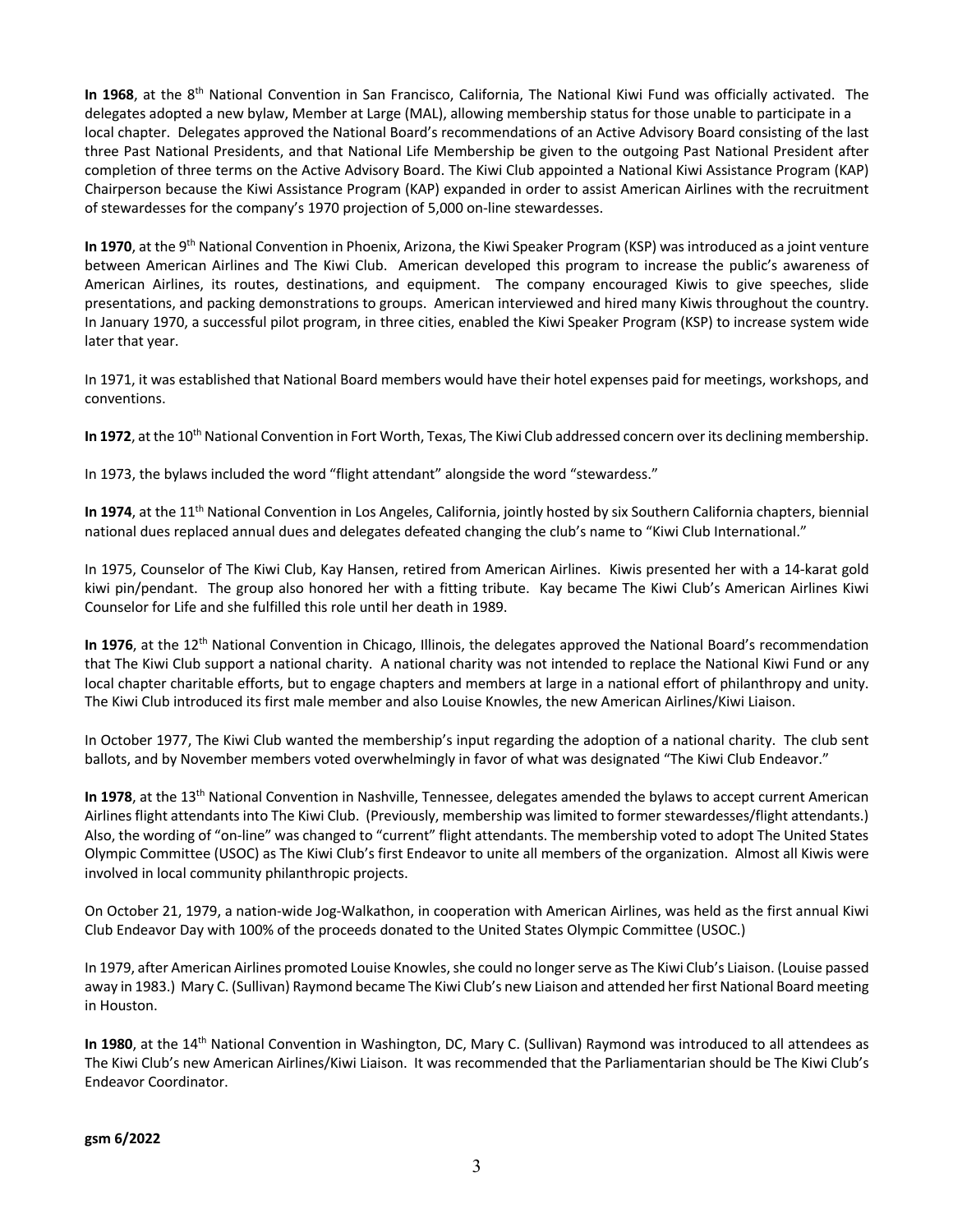**In 1968**, at the 8th National Convention in San Francisco, California, The National Kiwi Fund was officially activated. The delegates adopted a new bylaw, Member at Large (MAL), allowing membership status for those unable to participate in a local chapter. Delegates approved the National Board's recommendations of an Active Advisory Board consisting of the last three Past National Presidents, and that National Life Membership be given to the outgoing Past National President after completion of three terms on the Active Advisory Board. The Kiwi Club appointed a National Kiwi Assistance Program (KAP) Chairperson because the Kiwi Assistance Program (KAP) expanded in order to assist American Airlines with the recruitment of stewardesses for the company's 1970 projection of 5,000 on-line stewardesses.

**In 1970**, at the 9th National Convention in Phoenix, Arizona, the Kiwi Speaker Program (KSP) was introduced as a joint venture between American Airlines and The Kiwi Club. American developed this program to increase the public's awareness of American Airlines, its routes, destinations, and equipment. The company encouraged Kiwis to give speeches, slide presentations, and packing demonstrations to groups. American interviewed and hired many Kiwis throughout the country. In January 1970, a successful pilot program, in three cities, enabled the Kiwi Speaker Program (KSP) to increase system wide later that year.

In 1971, it was established that National Board members would have their hotel expenses paid for meetings, workshops, and conventions.

**In 1972**, at the 10th National Convention in Fort Worth, Texas, The Kiwi Club addressed concern over its declining membership.

In 1973, the bylaws included the word "flight attendant" alongside the word "stewardess."

**In 1974**, at the 11th National Convention in Los Angeles, California, jointly hosted by six Southern California chapters, biennial national dues replaced annual dues and delegates defeated changing the club's name to "Kiwi Club International."

In 1975, Counselor of The Kiwi Club, Kay Hansen, retired from American Airlines. Kiwis presented her with a 14-karat gold kiwi pin/pendant. The group also honored her with a fitting tribute. Kay became The Kiwi Club's American Airlines Kiwi Counselor for Life and she fulfilled this role until her death in 1989.

**In 1976**, at the 12th National Convention in Chicago, Illinois, the delegates approved the National Board's recommendation that The Kiwi Club support a national charity. A national charity was not intended to replace the National Kiwi Fund or any local chapter charitable efforts, but to engage chapters and members at large in a national effort of philanthropy and unity. The Kiwi Club introduced its first male member and also Louise Knowles, the new American Airlines/Kiwi Liaison.

In October 1977, The Kiwi Club wanted the membership's input regarding the adoption of a national charity. The club sent ballots, and by November members voted overwhelmingly in favor of what was designated "The Kiwi Club Endeavor."

**In 1978**, at the 13th National Convention in Nashville, Tennessee, delegates amended the bylaws to accept current American Airlines flight attendants into The Kiwi Club. (Previously, membership was limited to former stewardesses/flight attendants.) Also, the wording of "on-line" was changed to "current" flight attendants. The membership voted to adopt The United States Olympic Committee (USOC) as The Kiwi Club's first Endeavor to unite all members of the organization. Almost all Kiwis were involved in local community philanthropic projects.

On October 21, 1979, a nation-wide Jog-Walkathon, in cooperation with American Airlines, was held as the first annual Kiwi Club Endeavor Day with 100% of the proceeds donated to the United States Olympic Committee (USOC.)

In 1979, after American Airlines promoted Louise Knowles, she could no longer serve as The Kiwi Club's Liaison. (Louise passed away in 1983.) Mary C. (Sullivan) Raymond became The Kiwi Club's new Liaison and attended her first National Board meeting in Houston.

**In 1980**, at the 14th National Convention in Washington, DC, Mary C. (Sullivan) Raymond was introduced to all attendees as The Kiwi Club's new American Airlines/Kiwi Liaison. It was recommended that the Parliamentarian should be The Kiwi Club's Endeavor Coordinator.

**gsm 6/2022**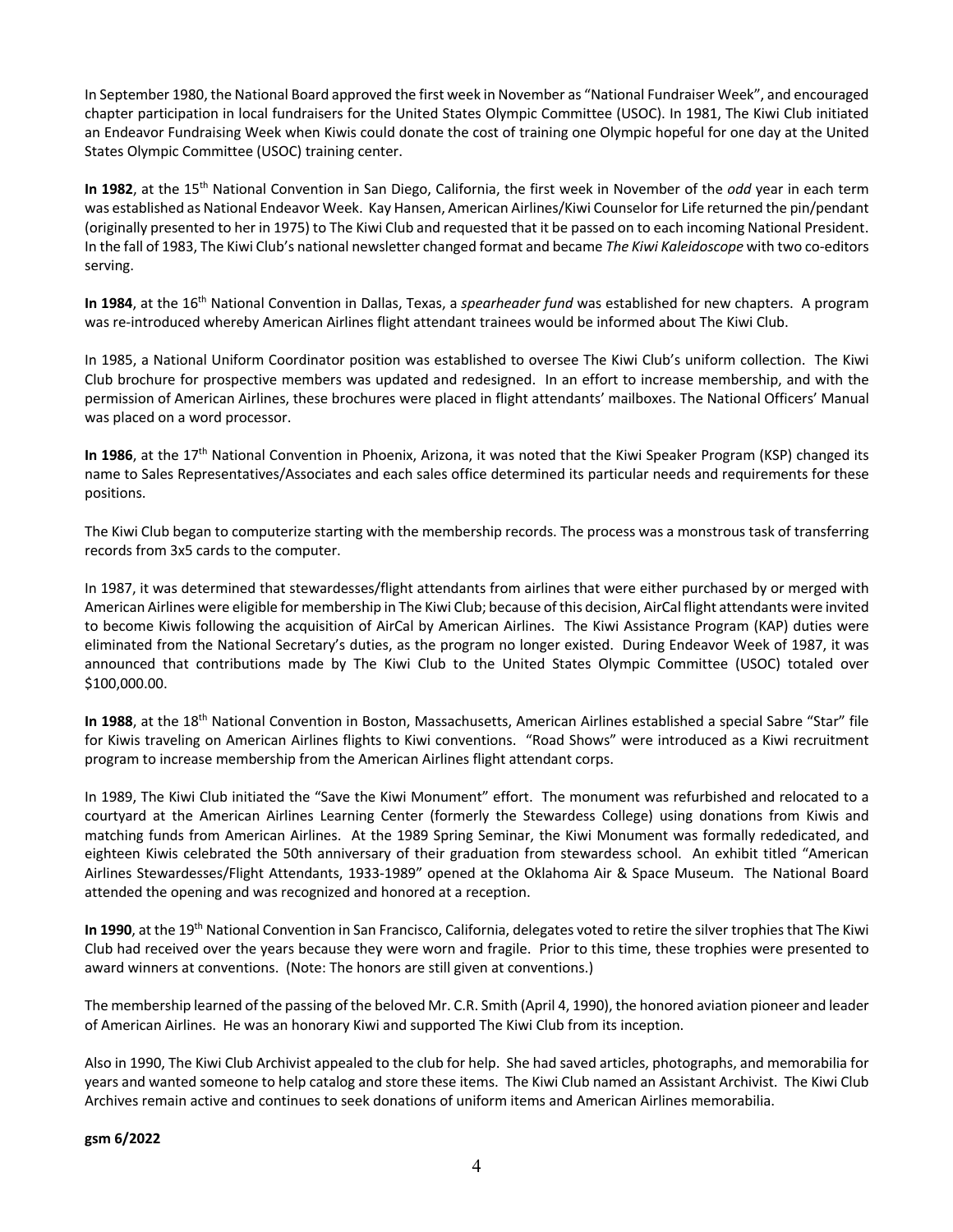In September 1980, the National Board approved the first week in November as "National Fundraiser Week", and encouraged chapter participation in local fundraisers for the United States Olympic Committee (USOC). In 1981, The Kiwi Club initiated an Endeavor Fundraising Week when Kiwis could donate the cost of training one Olympic hopeful for one day at the United States Olympic Committee (USOC) training center.

**In 1982**, at the 15th National Convention in San Diego, California, the first week in November of the *odd* year in each term was established as National Endeavor Week. Kay Hansen, American Airlines/Kiwi Counselor for Life returned the pin/pendant (originally presented to her in 1975) to The Kiwi Club and requested that it be passed on to each incoming National President. In the fall of 1983, The Kiwi Club's national newsletter changed format and became *The Kiwi Kaleidoscope* with two co-editors serving.

**In 1984**, at the 16th National Convention in Dallas, Texas, a *spearheader fund* was established for new chapters. A program was re-introduced whereby American Airlines flight attendant trainees would be informed about The Kiwi Club.

In 1985, a National Uniform Coordinator position was established to oversee The Kiwi Club's uniform collection. The Kiwi Club brochure for prospective members was updated and redesigned. In an effort to increase membership, and with the permission of American Airlines, these brochures were placed in flight attendants' mailboxes. The National Officers' Manual was placed on a word processor.

**In 1986**, at the 17th National Convention in Phoenix, Arizona, it was noted that the Kiwi Speaker Program (KSP) changed its name to Sales Representatives/Associates and each sales office determined its particular needs and requirements for these positions.

The Kiwi Club began to computerize starting with the membership records. The process was a monstrous task of transferring records from 3x5 cards to the computer.

In 1987, it was determined that stewardesses/flight attendants from airlines that were either purchased by or merged with American Airlines were eligible for membership in The Kiwi Club; because of this decision, AirCal flight attendants were invited to become Kiwis following the acquisition of AirCal by American Airlines. The Kiwi Assistance Program (KAP) duties were eliminated from the National Secretary's duties, as the program no longer existed. During Endeavor Week of 1987, it was announced that contributions made by The Kiwi Club to the United States Olympic Committee (USOC) totaled over $100,000.00.

**In 1988**, at the 18th National Convention in Boston, Massachusetts, American Airlines established a special Sabre "Star" file for Kiwis traveling on American Airlines flights to Kiwi conventions. "Road Shows" were introduced as a Kiwi recruitment program to increase membership from the American Airlines flight attendant corps.

In 1989, The Kiwi Club initiated the "Save the Kiwi Monument" effort. The monument was refurbished and relocated to a courtyard at the American Airlines Learning Center (formerly the Stewardess College) using donations from Kiwis and matching funds from American Airlines. At the 1989 Spring Seminar, the Kiwi Monument was formally rededicated, and eighteen Kiwis celebrated the 50th anniversary of their graduation from stewardess school. An exhibit titled "American Airlines Stewardesses/Flight Attendants, 1933-1989" opened at the Oklahoma Air & Space Museum. The National Board attended the opening and was recognized and honored at a reception.

**In 1990**, at the 19th National Convention in San Francisco, California, delegates voted to retire the silver trophies that The Kiwi Club had received over the years because they were worn and fragile. Prior to this time, these trophies were presented to award winners at conventions. (Note: The honors are still given at conventions.)

The membership learned of the passing of the beloved Mr. C.R. Smith (April 4, 1990), the honored aviation pioneer and leader of American Airlines. He was an honorary Kiwi and supported The Kiwi Club from its inception.

Also in 1990, The Kiwi Club Archivist appealed to the club for help. She had saved articles, photographs, and memorabilia for years and wanted someone to help catalog and store these items. The Kiwi Club named an Assistant Archivist. The Kiwi Club Archives remain active and continues to seek donations of uniform items and American Airlines memorabilia.

**gsm 6/2022**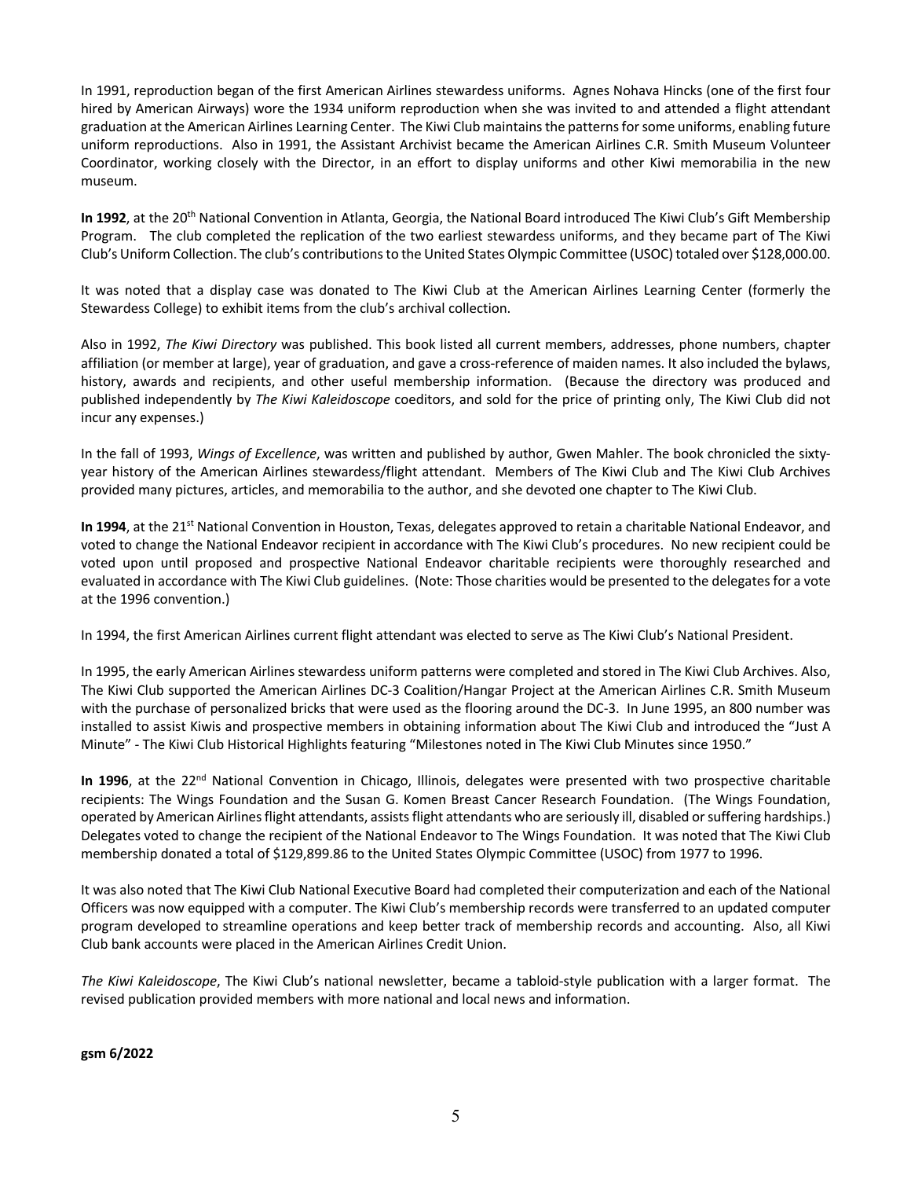In 1991, reproduction began of the first American Airlines stewardess uniforms. Agnes Nohava Hincks (one of the first four hired by American Airways) wore the 1934 uniform reproduction when she was invited to and attended a flight attendant graduation at the American Airlines Learning Center. The Kiwi Club maintains the patterns for some uniforms, enabling future uniform reproductions. Also in 1991, the Assistant Archivist became the American Airlines C.R. Smith Museum Volunteer Coordinator, working closely with the Director, in an effort to display uniforms and other Kiwi memorabilia in the new museum.

**In 1992**, at the 20th National Convention in Atlanta, Georgia, the National Board introduced The Kiwi Club's Gift Membership Program. The club completed the replication of the two earliest stewardess uniforms, and they became part of The Kiwi Club's Uniform Collection. The club's contributions to the United States Olympic Committee (USOC) totaled over $128,000.00.

It was noted that a display case was donated to The Kiwi Club at the American Airlines Learning Center (formerly the Stewardess College) to exhibit items from the club's archival collection.

Also in 1992, *The Kiwi Directory* was published. This book listed all current members, addresses, phone numbers, chapter affiliation (or member at large), year of graduation, and gave a cross-reference of maiden names. It also included the bylaws, history, awards and recipients, and other useful membership information. (Because the directory was produced and published independently by *The Kiwi Kaleidoscope* coeditors, and sold for the price of printing only, The Kiwi Club did not incur any expenses.)

In the fall of 1993, *Wings of Excellence*, was written and published by author, Gwen Mahler. The book chronicled the sixty-year history of the American Airlines stewardess/flight attendant. Members of The Kiwi Club and The Kiwi Club Archives provided many pictures, articles, and memorabilia to the author, and she devoted one chapter to The Kiwi Club.

**In 1994**, at the 21st National Convention in Houston, Texas, delegates approved to retain a charitable National Endeavor, and voted to change the National Endeavor recipient in accordance with The Kiwi Club's procedures. No new recipient could be voted upon until proposed and prospective National Endeavor charitable recipients were thoroughly researched and evaluated in accordance with The Kiwi Club guidelines. (Note: Those charities would be presented to the delegates for a vote at the 1996 convention.)

In 1994, the first American Airlines current flight attendant was elected to serve as The Kiwi Club's National President.

In 1995, the early American Airlines stewardess uniform patterns were completed and stored in The Kiwi Club Archives. Also, The Kiwi Club supported the American Airlines DC-3 Coalition/Hangar Project at the American Airlines C.R. Smith Museum with the purchase of personalized bricks that were used as the flooring around the DC-3. In June 1995, an 800 number was installed to assist Kiwis and prospective members in obtaining information about The Kiwi Club and introduced the "Just A Minute" - The Kiwi Club Historical Highlights featuring "Milestones noted in The Kiwi Club Minutes since 1950."

**In 1996**, at the 22nd National Convention in Chicago, Illinois, delegates were presented with two prospective charitable recipients: The Wings Foundation and the Susan G. Komen Breast Cancer Research Foundation. (The Wings Foundation, operated by American Airlines flight attendants, assists flight attendants who are seriously ill, disabled or suffering hardships.) Delegates voted to change the recipient of the National Endeavor to The Wings Foundation. It was noted that The Kiwi Club membership donated a total of $129,899.86 to the United States Olympic Committee (USOC) from 1977 to 1996.

It was also noted that The Kiwi Club National Executive Board had completed their computerization and each of the National Officers was now equipped with a computer. The Kiwi Club's membership records were transferred to an updated computer program developed to streamline operations and keep better track of membership records and accounting. Also, all Kiwi Club bank accounts were placed in the American Airlines Credit Union.

*The Kiwi Kaleidoscope*, The Kiwi Club's national newsletter, became a tabloid-style publication with a larger format. The revised publication provided members with more national and local news and information.

**gsm 6/2022**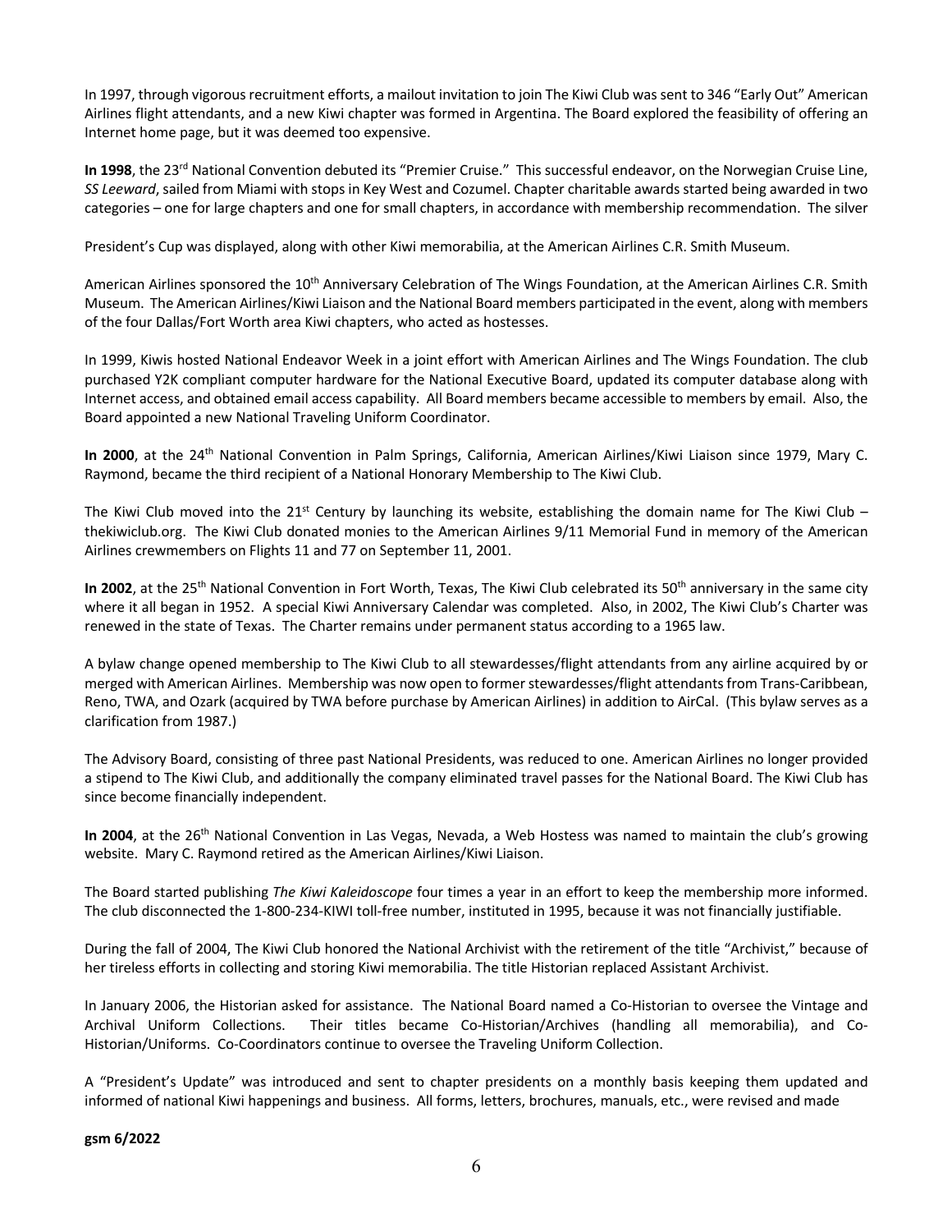In 1997, through vigorous recruitment efforts, a mailout invitation to join The Kiwi Club was sent to 346 "Early Out" American Airlines flight attendants, and a new Kiwi chapter was formed in Argentina. The Board explored the feasibility of offering an Internet home page, but it was deemed too expensive.

**In 1998**, the 23rd National Convention debuted its "Premier Cruise." This successful endeavor, on the Norwegian Cruise Line, *SS Leeward*, sailed from Miami with stops in Key West and Cozumel. Chapter charitable awards started being awarded in two categories – one for large chapters and one for small chapters, in accordance with membership recommendation. The silver

President's Cup was displayed, along with other Kiwi memorabilia, at the American Airlines C.R. Smith Museum.

American Airlines sponsored the 10th Anniversary Celebration of The Wings Foundation, at the American Airlines C.R. Smith Museum. The American Airlines/Kiwi Liaison and the National Board members participated in the event, along with members of the four Dallas/Fort Worth area Kiwi chapters, who acted as hostesses.

In 1999, Kiwis hosted National Endeavor Week in a joint effort with American Airlines and The Wings Foundation. The club purchased Y2K compliant computer hardware for the National Executive Board, updated its computer database along with Internet access, and obtained email access capability. All Board members became accessible to members by email. Also, the Board appointed a new National Traveling Uniform Coordinator.

**In 2000**, at the 24th National Convention in Palm Springs, California, American Airlines/Kiwi Liaison since 1979, Mary C. Raymond, became the third recipient of a National Honorary Membership to The Kiwi Club.

The Kiwi Club moved into the 21st Century by launching its website, establishing the domain name for The Kiwi Club – thekiwiclub.org. The Kiwi Club donated monies to the American Airlines 9/11 Memorial Fund in memory of the American Airlines crewmembers on Flights 11 and 77 on September 11, 2001.

**In 2002**, at the 25th National Convention in Fort Worth, Texas, The Kiwi Club celebrated its 50th anniversary in the same city where it all began in 1952. A special Kiwi Anniversary Calendar was completed. Also, in 2002, The Kiwi Club's Charter was renewed in the state of Texas. The Charter remains under permanent status according to a 1965 law.

A bylaw change opened membership to The Kiwi Club to all stewardesses/flight attendants from any airline acquired by or merged with American Airlines. Membership was now open to former stewardesses/flight attendants from Trans-Caribbean, Reno, TWA, and Ozark (acquired by TWA before purchase by American Airlines) in addition to AirCal. (This bylaw serves as a clarification from 1987.)

The Advisory Board, consisting of three past National Presidents, was reduced to one. American Airlines no longer provided a stipend to The Kiwi Club, and additionally the company eliminated travel passes for the National Board. The Kiwi Club has since become financially independent.

**In 2004**, at the 26th National Convention in Las Vegas, Nevada, a Web Hostess was named to maintain the club's growing website. Mary C. Raymond retired as the American Airlines/Kiwi Liaison.

The Board started publishing *The Kiwi Kaleidoscope* four times a year in an effort to keep the membership more informed. The club disconnected the 1-800-234-KIWI toll-free number, instituted in 1995, because it was not financially justifiable.

During the fall of 2004, The Kiwi Club honored the National Archivist with the retirement of the title "Archivist," because of her tireless efforts in collecting and storing Kiwi memorabilia. The title Historian replaced Assistant Archivist.

In January 2006, the Historian asked for assistance. The National Board named a Co-Historian to oversee the Vintage and Archival Uniform Collections. Their titles became Co-Historian/Archives (handling all memorabilia), and Co-Historian/Uniforms. Co-Coordinators continue to oversee the Traveling Uniform Collection.

A "President's Update" was introduced and sent to chapter presidents on a monthly basis keeping them updated and informed of national Kiwi happenings and business. All forms, letters, brochures, manuals, etc., were revised and made

**gsm 6/2022**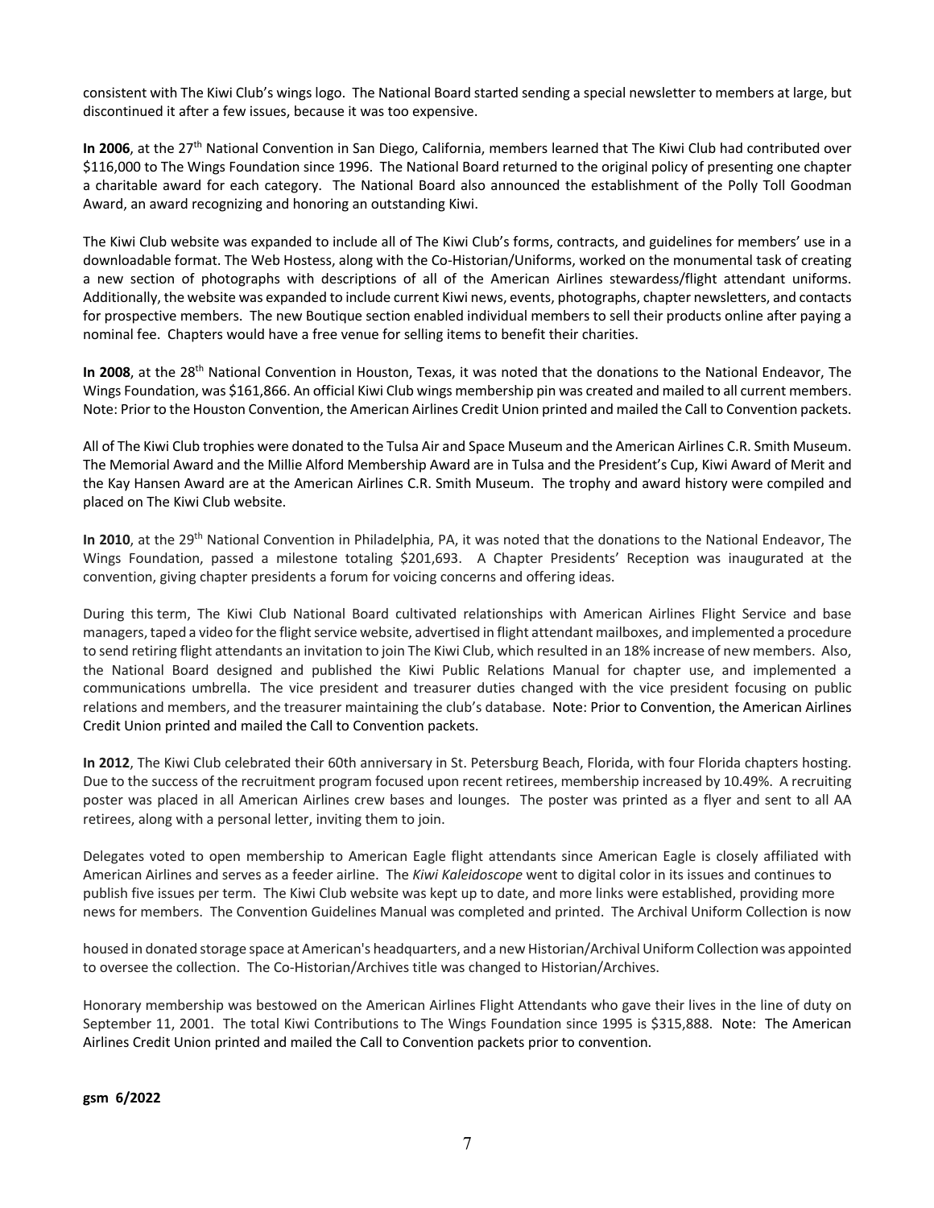consistent with The Kiwi Club's wings logo. The National Board started sending a special newsletter to members at large, but discontinued it after a few issues, because it was too expensive.

**In 2006**, at the 27th National Convention in San Diego, California, members learned that The Kiwi Club had contributed over $116,000 to The Wings Foundation since 1996. The National Board returned to the original policy of presenting one chapter a charitable award for each category. The National Board also announced the establishment of the Polly Toll Goodman Award, an award recognizing and honoring an outstanding Kiwi.

The Kiwi Club website was expanded to include all of The Kiwi Club's forms, contracts, and guidelines for members' use in a downloadable format. The Web Hostess, along with the Co-Historian/Uniforms, worked on the monumental task of creating a new section of photographs with descriptions of all of the American Airlines stewardess/flight attendant uniforms. Additionally, the website was expanded to include current Kiwi news, events, photographs, chapter newsletters, and contacts for prospective members. The new Boutique section enabled individual members to sell their products online after paying a nominal fee. Chapters would have a free venue for selling items to benefit their charities.

**In 2008**, at the 28th National Convention in Houston, Texas, it was noted that the donations to the National Endeavor, The Wings Foundation, was $161,866. An official Kiwi Club wings membership pin was created and mailed to all current members. Note: Prior to the Houston Convention, the American Airlines Credit Union printed and mailed the Call to Convention packets.

All of The Kiwi Club trophies were donated to the Tulsa Air and Space Museum and the American Airlines C.R. Smith Museum. The Memorial Award and the Millie Alford Membership Award are in Tulsa and the President's Cup, Kiwi Award of Merit and the Kay Hansen Award are at the American Airlines C.R. Smith Museum. The trophy and award history were compiled and placed on The Kiwi Club website.

**In 2010**, at the 29th National Convention in Philadelphia, PA, it was noted that the donations to the National Endeavor, The Wings Foundation, passed a milestone totaling $201,693. A Chapter Presidents' Reception was inaugurated at the convention, giving chapter presidents a forum for voicing concerns and offering ideas.

During this term, The Kiwi Club National Board cultivated relationships with American Airlines Flight Service and base managers, taped a video for the flight service website, advertised in flight attendant mailboxes, and implemented a procedure to send retiring flight attendants an invitation to join The Kiwi Club, which resulted in an 18% increase of new members. Also, the National Board designed and published the Kiwi Public Relations Manual for chapter use, and implemented a communications umbrella. The vice president and treasurer duties changed with the vice president focusing on public relations and members, and the treasurer maintaining the club's database. Note: Prior to Convention, the American Airlines Credit Union printed and mailed the Call to Convention packets.

**In 2012**, The Kiwi Club celebrated their 60th anniversary in St. Petersburg Beach, Florida, with four Florida chapters hosting. Due to the success of the recruitment program focused upon recent retirees, membership increased by 10.49%. A recruiting poster was placed in all American Airlines crew bases and lounges. The poster was printed as a flyer and sent to all AA retirees, along with a personal letter, inviting them to join.

Delegates voted to open membership to American Eagle flight attendants since American Eagle is closely affiliated with American Airlines and serves as a feeder airline. The *Kiwi Kaleidoscope* went to digital color in its issues and continues to publish five issues per term. The Kiwi Club website was kept up to date, and more links were established, providing more news for members. The Convention Guidelines Manual was completed and printed. The Archival Uniform Collection is now housed in donated storage space at American's headquarters, and a new Historian/Archival Uniform Collection was appointed to oversee the collection. The Co-Historian/Archives title was changed to Historian/Archives.

Honorary membership was bestowed on the American Airlines Flight Attendants who gave their lives in the line of duty on September 11, 2001. The total Kiwi Contributions to The Wings Foundation since 1995 is $315,888. Note: The American Airlines Credit Union printed and mailed the Call to Convention packets prior to convention.

**gsm 6/2022**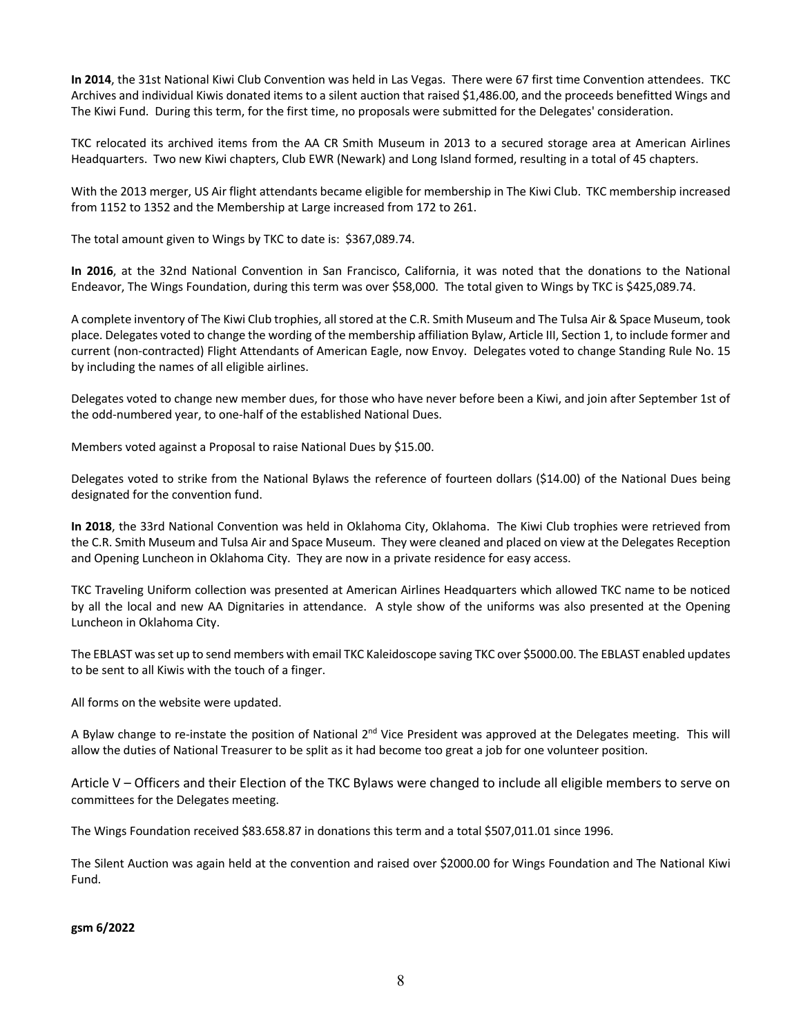**In 2014**, the 31st National Kiwi Club Convention was held in Las Vegas. There were 67 first time Convention attendees. TKC Archives and individual Kiwis donated items to a silent auction that raised $1,486.00, and the proceeds benefitted Wings and The Kiwi Fund. During this term, for the first time, no proposals were submitted for the Delegates' consideration.

TKC relocated its archived items from the AA CR Smith Museum in 2013 to a secured storage area at American Airlines Headquarters. Two new Kiwi chapters, Club EWR (Newark) and Long Island formed, resulting in a total of 45 chapters.

With the 2013 merger, US Air flight attendants became eligible for membership in The Kiwi Club. TKC membership increased from 1152 to 1352 and the Membership at Large increased from 172 to 261.

The total amount given to Wings by TKC to date is: $367,089.74.

**In 2016**, at the 32nd National Convention in San Francisco, California, it was noted that the donations to the National Endeavor, The Wings Foundation, during this term was over $58,000. The total given to Wings by TKC is $425,089.74.

A complete inventory of The Kiwi Club trophies, all stored at the C.R. Smith Museum and The Tulsa Air & Space Museum, took place. Delegates voted to change the wording of the membership affiliation Bylaw, Article III, Section 1, to include former and current (non-contracted) Flight Attendants of American Eagle, now Envoy. Delegates voted to change Standing Rule No. 15 by including the names of all eligible airlines.

Delegates voted to change new member dues, for those who have never before been a Kiwi, and join after September 1st of the odd-numbered year, to one-half of the established National Dues.

Members voted against a Proposal to raise National Dues by $15.00.

Delegates voted to strike from the National Bylaws the reference of fourteen dollars ($14.00) of the National Dues being designated for the convention fund.

**In 2018**, the 33rd National Convention was held in Oklahoma City, Oklahoma. The Kiwi Club trophies were retrieved from the C.R. Smith Museum and Tulsa Air and Space Museum. They were cleaned and placed on view at the Delegates Reception and Opening Luncheon in Oklahoma City. They are now in a private residence for easy access.

TKC Traveling Uniform collection was presented at American Airlines Headquarters which allowed TKC name to be noticed by all the local and new AA Dignitaries in attendance. A style show of the uniforms was also presented at the Opening Luncheon in Oklahoma City.

The EBLAST was set up to send members with email TKC Kaleidoscope saving TKC over $5000.00. The EBLAST enabled updates to be sent to all Kiwis with the touch of a finger.

All forms on the website were updated.

A Bylaw change to re-instate the position of National 2nd Vice President was approved at the Delegates meeting. This will allow the duties of National Treasurer to be split as it had become too great a job for one volunteer position.

Article V – Officers and their Election of the TKC Bylaws were changed to include all eligible members to serve on committees for the Delegates meeting.

The Wings Foundation received $83.658.87 in donations this term and a total $507,011.01 since 1996.

The Silent Auction was again held at the convention and raised over $2000.00 for Wings Foundation and The National Kiwi Fund.

**gsm 6/2022**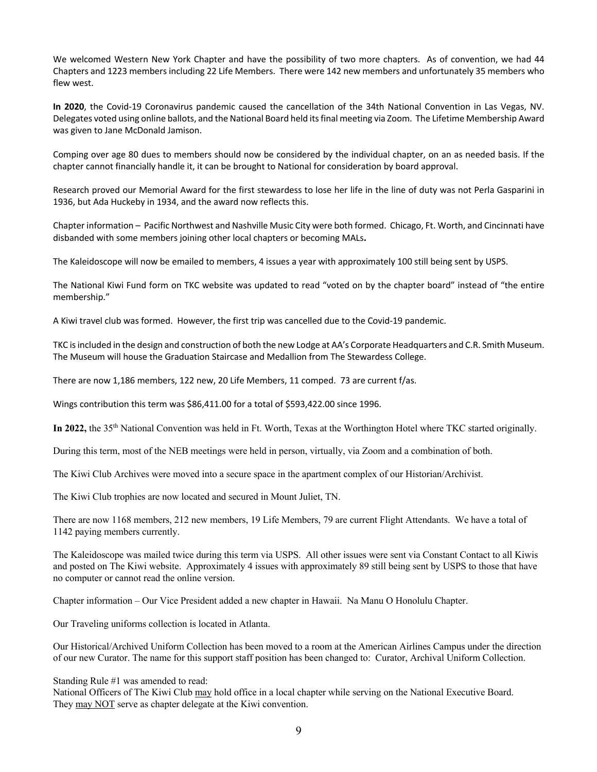We welcomed Western New York Chapter and have the possibility of two more chapters. As of convention, we had 44 Chapters and 1223 members including 22 Life Members. There were 142 new members and unfortunately 35 members who flew west.

**In 2020**, the Covid-19 Coronavirus pandemic caused the cancellation of the 34th National Convention in Las Vegas, NV. Delegates voted using online ballots, and the National Board held its final meeting via Zoom. The Lifetime Membership Award was given to Jane McDonald Jamison.

Comping over age 80 dues to members should now be considered by the individual chapter, on an as needed basis. If the chapter cannot financially handle it, it can be brought to National for consideration by board approval.

Research proved our Memorial Award for the first stewardess to lose her life in the line of duty was not Perla Gasparini in 1936, but Ada Huckeby in 1934, and the award now reflects this.

Chapter information – Pacific Northwest and Nashville Music City were both formed. Chicago, Ft. Worth, and Cincinnati have disbanded with some members joining other local chapters or becoming MALs**.**

The Kaleidoscope will now be emailed to members, 4 issues a year with approximately 100 still being sent by USPS.

The National Kiwi Fund form on TKC website was updated to read "voted on by the chapter board" instead of "the entire membership."

A Kiwi travel club was formed. However, the first trip was cancelled due to the Covid-19 pandemic.

TKC is included in the design and construction of both the new Lodge at AA's Corporate Headquarters and C.R. Smith Museum. The Museum will house the Graduation Staircase and Medallion from The Stewardess College.

There are now 1,186 members, 122 new, 20 Life Members, 11 comped. 73 are current f/as.

Wings contribution this term was $86,411.00 for a total of $593,422.00 since 1996.

**In 2022,** the 35th National Convention was held in Ft. Worth, Texas at the Worthington Hotel where TKC started originally.

During this term, most of the NEB meetings were held in person, virtually, via Zoom and a combination of both.

The Kiwi Club Archives were moved into a secure space in the apartment complex of our Historian/Archivist.

The Kiwi Club trophies are now located and secured in Mount Juliet, TN.

There are now 1168 members, 212 new members, 19 Life Members, 79 are current Flight Attendants. We have a total of 1142 paying members currently.

The Kaleidoscope was mailed twice during this term via USPS. All other issues were sent via Constant Contact to all Kiwis and posted on The Kiwi website. Approximately 4 issues with approximately 89 still being sent by USPS to those that have no computer or cannot read the online version.

Chapter information – Our Vice President added a new chapter in Hawaii. Na Manu O Honolulu Chapter.

Our Traveling uniforms collection is located in Atlanta.

Our Historical/Archived Uniform Collection has been moved to a room at the American Airlines Campus under the direction of our new Curator. The name for this support staff position has been changed to: Curator, Archival Uniform Collection.

Standing Rule #1 was amended to read:
National Officers of The Kiwi Club may hold office in a local chapter while serving on the National Executive Board. They may NOT serve as chapter delegate at the Kiwi convention.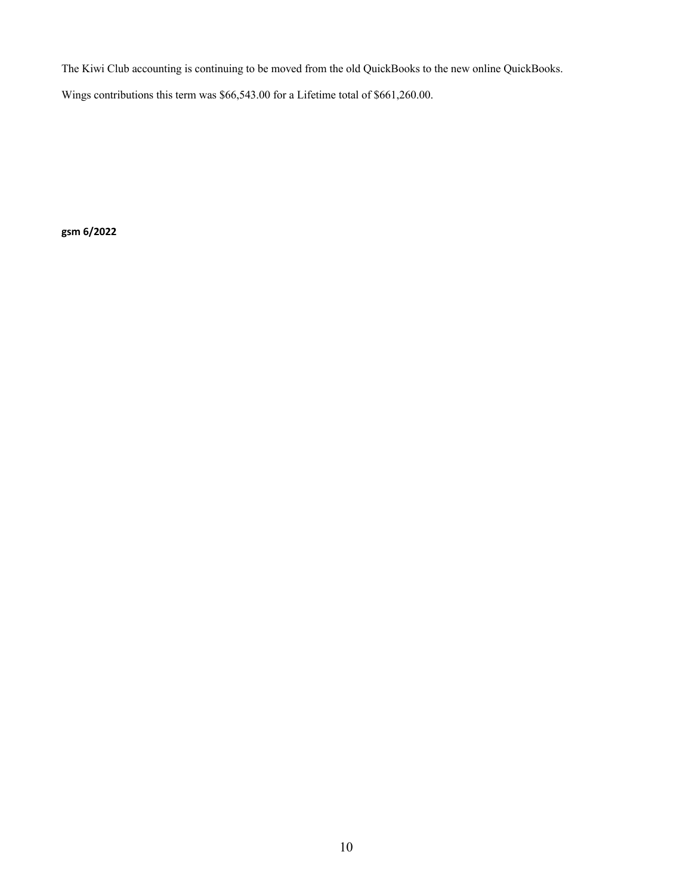The Kiwi Club accounting is continuing to be moved from the old QuickBooks to the new online QuickBooks.

Wings contributions this term was $66,543.00 for a Lifetime total of $661,260.00.

**gsm 6/2022**